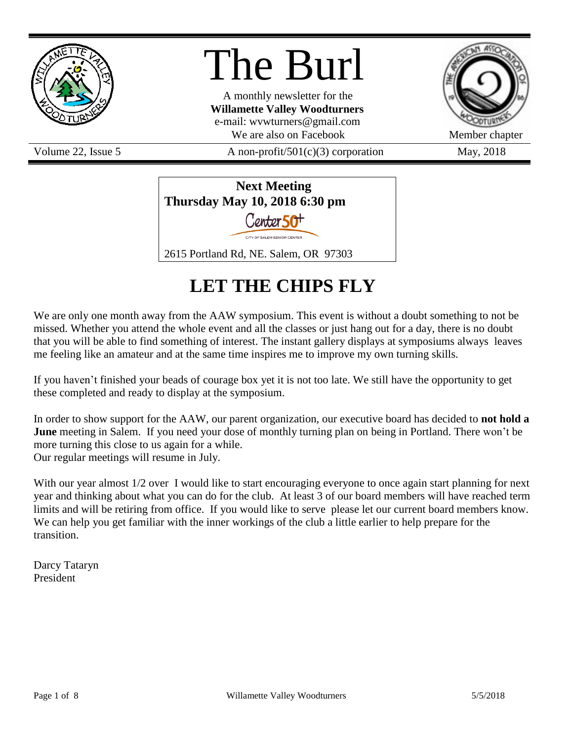# The Burl

A monthly newsletter for the
**Willamette Valley Woodturners**
e-mail: wvwturners@gmail.com
We are also on Facebook

Member chapter

Volume 22, Issue 5 | A non-profit/501(c)(3) corporation | May, 2018

**Next Meeting**
**Thursday May 10, 2018 6:30 pm**

Center 50+
CITY OF SALEM SENIOR CENTER

2615 Portland Rd, NE. Salem, OR 97303

## LET THE CHIPS FLY

We are only one month away from the AAW symposium. This event is without a doubt something to not be missed. Whether you attend the whole event and all the classes or just hang out for a day, there is no doubt that you will be able to find something of interest. The instant gallery displays at symposiums always leaves me feeling like an amateur and at the same time inspires me to improve my own turning skills.

If you haven't finished your beads of courage box yet it is not too late. We still have the opportunity to get these completed and ready to display at the symposium.

In order to show support for the AAW, our parent organization, our executive board has decided to **not hold a June** meeting in Salem. If you need your dose of monthly turning plan on being in Portland. There won't be more turning this close to us again for a while.
Our regular meetings will resume in July.

With our year almost 1/2 over I would like to start encouraging everyone to once again start planning for next year and thinking about what you can do for the club. At least 3 of our board members will have reached term limits and will be retiring from office. If you would like to serve please let our current board members know. We can help you get familiar with the inner workings of the club a little earlier to help prepare for the transition.

Darcy Tataryn
President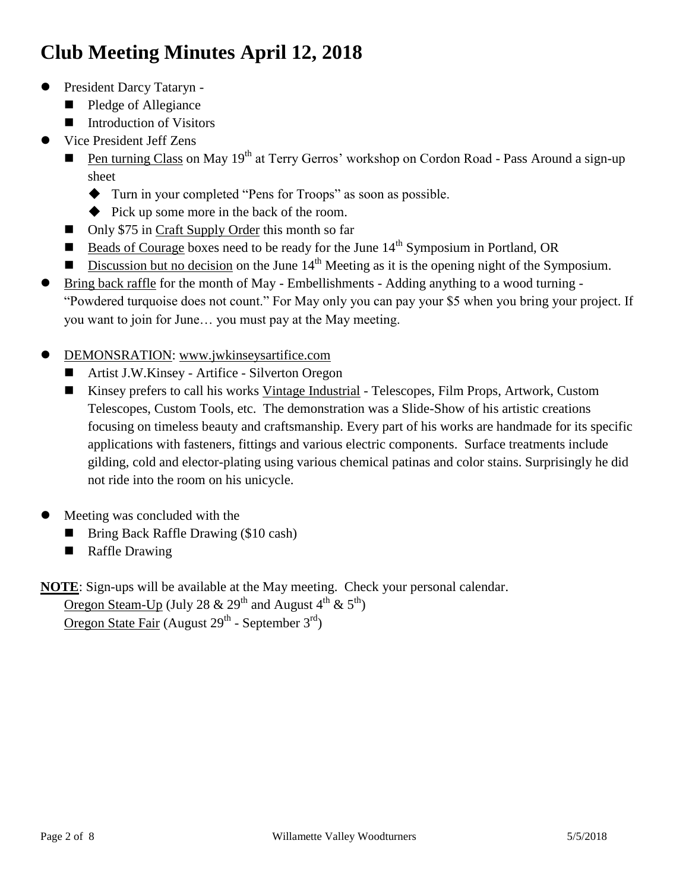# Club Meeting Minutes April 12, 2018

- President Darcy Tataryn -
  - Pledge of Allegiance
  - Introduction of Visitors
- Vice President Jeff Zens
  - Pen turning Class on May 19th at Terry Gerros' workshop on Cordon Road - Pass Around a sign-up sheet
    - Turn in your completed "Pens for Troops" as soon as possible.
    - Pick up some more in the back of the room.
  - Only $75 in Craft Supply Order this month so far
  - Beads of Courage boxes need to be ready for the June 14th Symposium in Portland, OR
  - Discussion but no decision on the June 14th Meeting as it is the opening night of the Symposium.
- Bring back raffle for the month of May - Embellishments - Adding anything to a wood turning - "Powdered turquoise does not count." For May only you can pay your $5 when you bring your project. If you want to join for June… you must pay at the May meeting.

- DEMONSRATION: www.jwkinseysartifice.com
  - Artist J.W.Kinsey - Artifice - Silverton Oregon
  - Kinsey prefers to call his works Vintage Industrial - Telescopes, Film Props, Artwork, Custom Telescopes, Custom Tools, etc. The demonstration was a Slide-Show of his artistic creations focusing on timeless beauty and craftsmanship. Every part of his works are handmade for its specific applications with fasteners, fittings and various electric components. Surface treatments include gilding, cold and elector-plating using various chemical patinas and color stains. Surprisingly he did not ride into the room on his unicycle.

- Meeting was concluded with the
  - Bring Back Raffle Drawing ($10 cash)
  - Raffle Drawing

**NOTE**: Sign-ups will be available at the May meeting. Check your personal calendar.
Oregon Steam-Up (July 28 & 29th and August 4th & 5th)
Oregon State Fair (August 29th - September 3rd)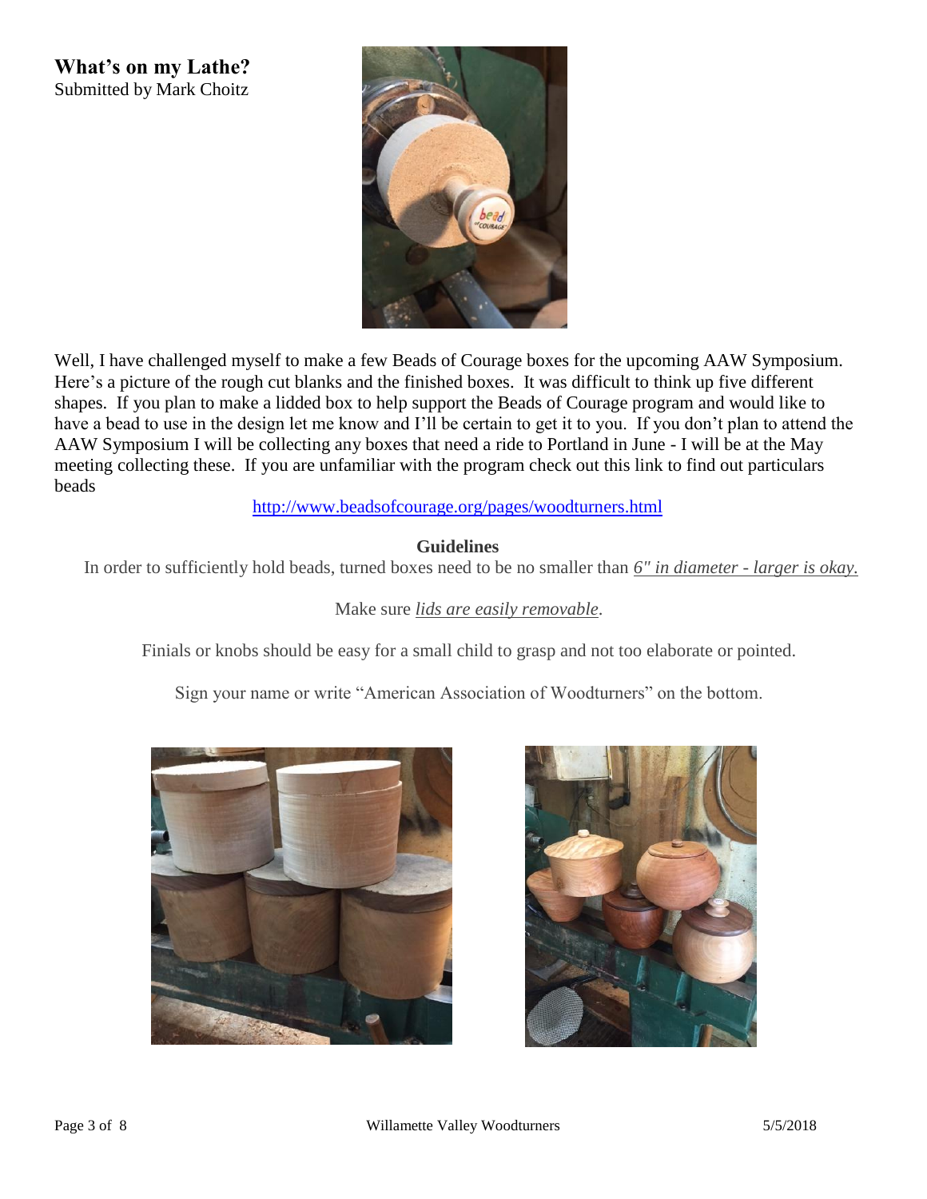## What's on my Lathe?

Submitted by Mark Choitz

Well, I have challenged myself to make a few Beads of Courage boxes for the upcoming AAW Symposium. Here's a picture of the rough cut blanks and the finished boxes. It was difficult to think up five different shapes. If you plan to make a lidded box to help support the Beads of Courage program and would like to have a bead to use in the design let me know and I'll be certain to get it to you. If you don't plan to attend the AAW Symposium I will be collecting any boxes that need a ride to Portland in June - I will be at the May meeting collecting these. If you are unfamiliar with the program check out this link to find out particulars beads

http://www.beadsofcourage.org/pages/woodturners.html

**Guidelines**

In order to sufficiently hold beads, turned boxes need to be no smaller than *6" in diameter - larger is okay.*

Make sure *lids are easily removable*.

Finials or knobs should be easy for a small child to grasp and not too elaborate or pointed.

Sign your name or write "American Association of Woodturners" on the bottom.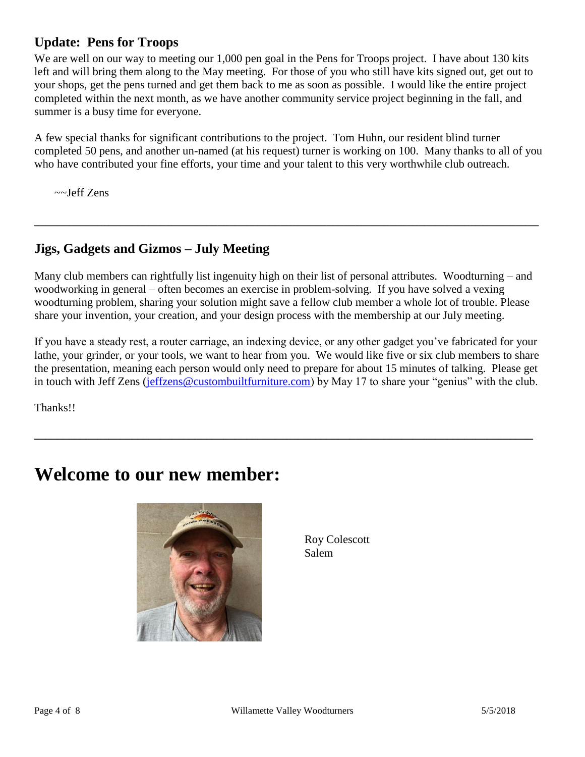## Update: Pens for Troops

We are well on our way to meeting our 1,000 pen goal in the Pens for Troops project. I have about 130 kits left and will bring them along to the May meeting. For those of you who still have kits signed out, get out to your shops, get the pens turned and get them back to me as soon as possible. I would like the entire project completed within the next month, as we have another community service project beginning in the fall, and summer is a busy time for everyone.

A few special thanks for significant contributions to the project. Tom Huhn, our resident blind turner completed 50 pens, and another un-named (at his request) turner is working on 100. Many thanks to all of you who have contributed your fine efforts, your time and your talent to this very worthwhile club outreach.

~~Jeff Zens

---

## Jigs, Gadgets and Gizmos – July Meeting

Many club members can rightfully list ingenuity high on their list of personal attributes. Woodturning – and woodworking in general – often becomes an exercise in problem-solving. If you have solved a vexing woodturning problem, sharing your solution might save a fellow club member a whole lot of trouble. Please share your invention, your creation, and your design process with the membership at our July meeting.

If you have a steady rest, a router carriage, an indexing device, or any other gadget you've fabricated for your lathe, your grinder, or your tools, we want to hear from you. We would like five or six club members to share the presentation, meaning each person would only need to prepare for about 15 minutes of talking. Please get in touch with Jeff Zens (jeffzens@custombuiltfurniture.com) by May 17 to share your "genius" with the club.

Thanks!!

---

# Welcome to our new member:

Roy Colescott
Salem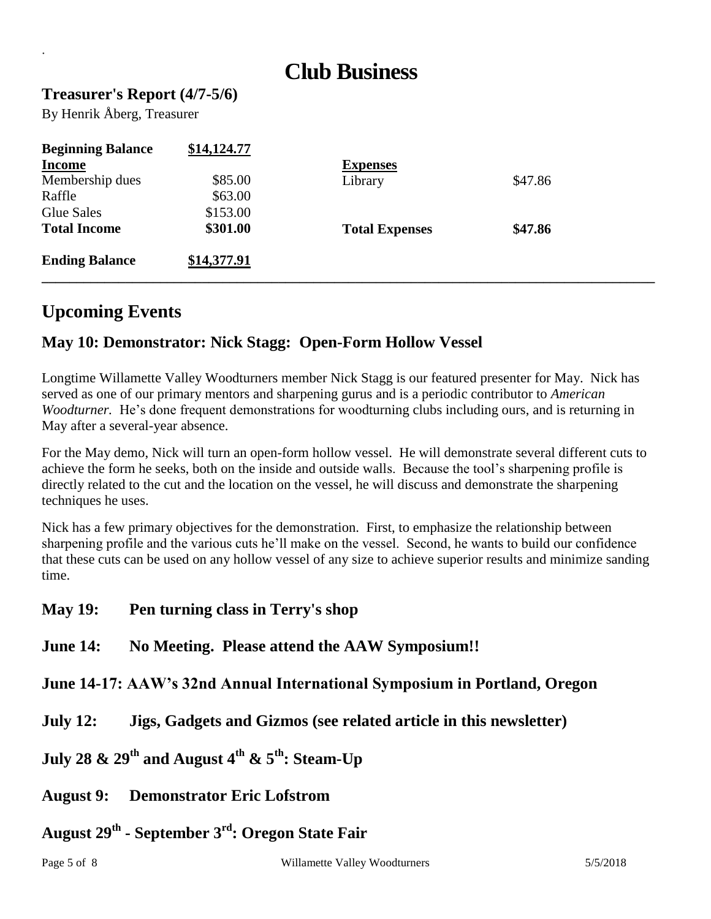# Club Business

## Treasurer's Report (4/7-5/6)

By Henrik Åberg, Treasurer

| | | | |
|---|---|---|---|
| **Beginning Balance** | **$14,124.77** | | |
| **Income** | | **Expenses** | |
| Membership dues | $85.00 | Library | $47.86 |
| Raffle | $63.00 | | |
| Glue Sales | $153.00 | | |
| **Total Income** | **$301.00** | **Total Expenses** | **$47.86** |
| **Ending Balance** | **$14,377.91** | | |

---

## Upcoming Events

### May 10: Demonstrator: Nick Stagg: Open-Form Hollow Vessel

Longtime Willamette Valley Woodturners member Nick Stagg is our featured presenter for May. Nick has served as one of our primary mentors and sharpening gurus and is a periodic contributor to *American Woodturner.* He's done frequent demonstrations for woodturning clubs including ours, and is returning in May after a several-year absence.

For the May demo, Nick will turn an open-form hollow vessel. He will demonstrate several different cuts to achieve the form he seeks, both on the inside and outside walls. Because the tool's sharpening profile is directly related to the cut and the location on the vessel, he will discuss and demonstrate the sharpening techniques he uses.

Nick has a few primary objectives for the demonstration. First, to emphasize the relationship between sharpening profile and the various cuts he'll make on the vessel. Second, he wants to build our confidence that these cuts can be used on any hollow vessel of any size to achieve superior results and minimize sanding time.

### May 19: Pen turning class in Terry's shop

### June 14: No Meeting. Please attend the AAW Symposium!!

### June 14-17: AAW's 32nd Annual International Symposium in Portland, Oregon

### July 12: Jigs, Gadgets and Gizmos (see related article in this newsletter)

### July 28 & 29th and August 4th & 5th: Steam-Up

### August 9: Demonstrator Eric Lofstrom

### August 29th - September 3rd: Oregon State Fair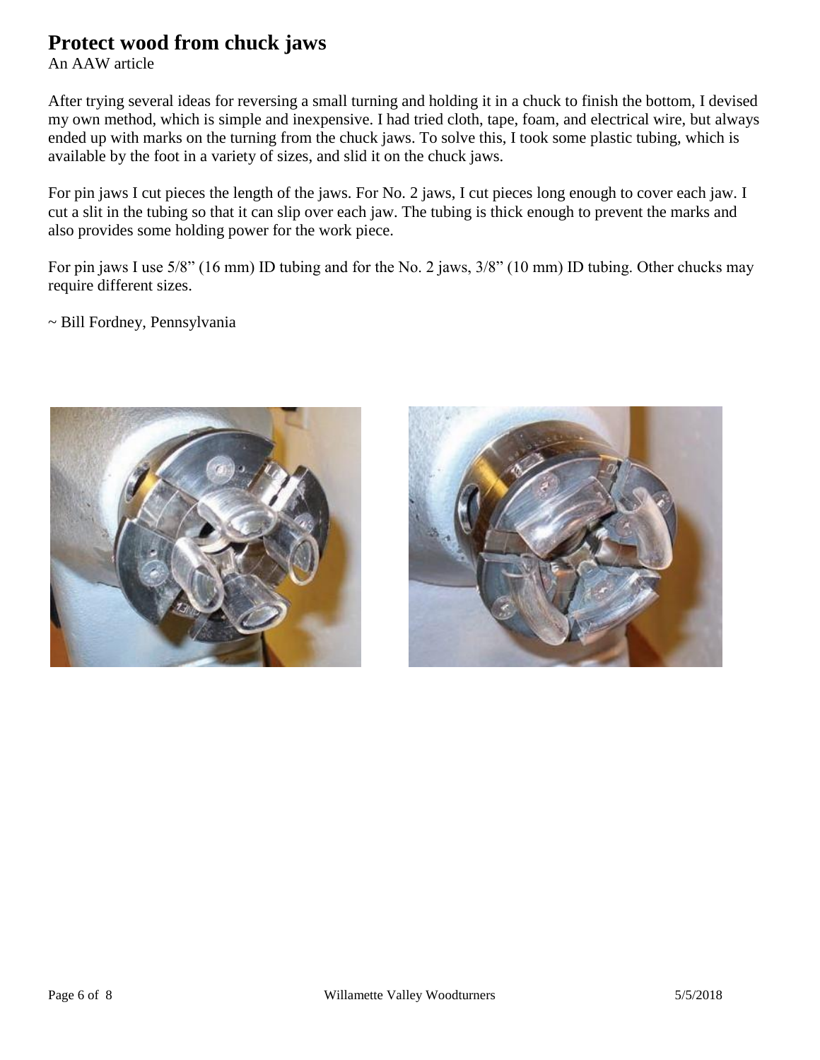# Protect wood from chuck jaws

An AAW article

After trying several ideas for reversing a small turning and holding it in a chuck to finish the bottom, I devised my own method, which is simple and inexpensive. I had tried cloth, tape, foam, and electrical wire, but always ended up with marks on the turning from the chuck jaws. To solve this, I took some plastic tubing, which is available by the foot in a variety of sizes, and slid it on the chuck jaws.

For pin jaws I cut pieces the length of the jaws. For No. 2 jaws, I cut pieces long enough to cover each jaw. I cut a slit in the tubing so that it can slip over each jaw. The tubing is thick enough to prevent the marks and also provides some holding power for the work piece.

For pin jaws I use 5/8" (16 mm) ID tubing and for the No. 2 jaws, 3/8" (10 mm) ID tubing. Other chucks may require different sizes.

~ Bill Fordney, Pennsylvania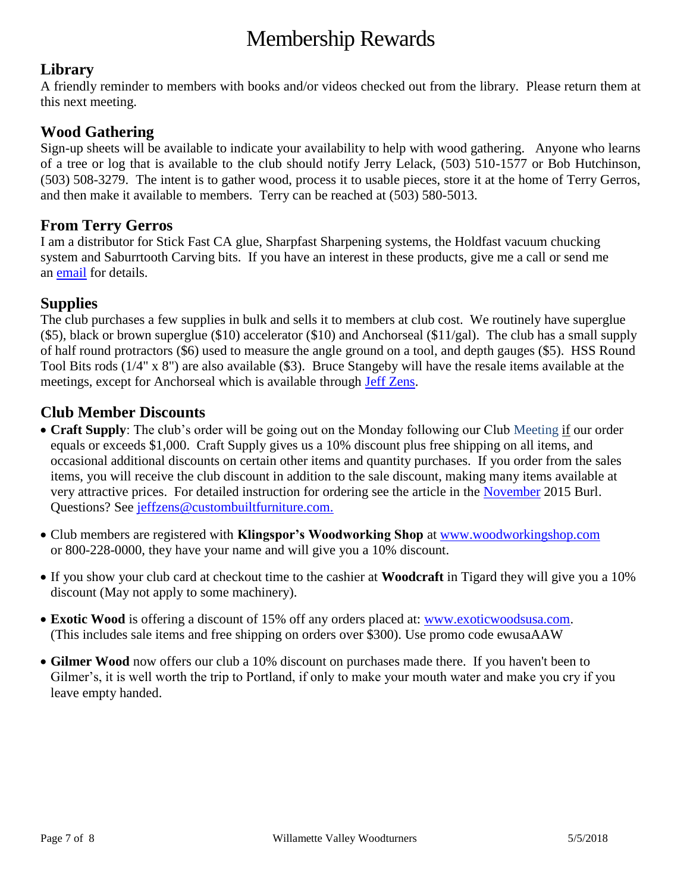# Membership Rewards

## Library

A friendly reminder to members with books and/or videos checked out from the library. Please return them at this next meeting.

## Wood Gathering

Sign-up sheets will be available to indicate your availability to help with wood gathering. Anyone who learns of a tree or log that is available to the club should notify Jerry Lelack, (503) 510-1577 or Bob Hutchinson, (503) 508-3279. The intent is to gather wood, process it to usable pieces, store it at the home of Terry Gerros, and then make it available to members. Terry can be reached at (503) 580-5013.

## From Terry Gerros

I am a distributor for Stick Fast CA glue, Sharpfast Sharpening systems, the Holdfast vacuum chucking system and Saburrtooth Carving bits. If you have an interest in these products, give me a call or send me an email for details.

## Supplies

The club purchases a few supplies in bulk and sells it to members at club cost. We routinely have superglue ($5), black or brown superglue ($10) accelerator ($10) and Anchorseal ($11/gal). The club has a small supply of half round protractors ($6) used to measure the angle ground on a tool, and depth gauges ($5). HSS Round Tool Bits rods (1/4" x 8") are also available ($3). Bruce Stangeby will have the resale items available at the meetings, except for Anchorseal which is available through Jeff Zens.

## Club Member Discounts

- **Craft Supply**: The club's order will be going out on the Monday following our Club Meeting if our order equals or exceeds $1,000. Craft Supply gives us a 10% discount plus free shipping on all items, and occasional additional discounts on certain other items and quantity purchases. If you order from the sales items, you will receive the club discount in addition to the sale discount, making many items available at very attractive prices. For detailed instruction for ordering see the article in the November 2015 Burl. Questions? See jeffzens@custombuiltfurniture.com.
- Club members are registered with **Klingspor's Woodworking Shop** at www.woodworkingshop.com or 800-228-0000, they have your name and will give you a 10% discount.
- If you show your club card at checkout time to the cashier at **Woodcraft** in Tigard they will give you a 10% discount (May not apply to some machinery).
- **Exotic Wood** is offering a discount of 15% off any orders placed at: www.exoticwoodsusa.com. (This includes sale items and free shipping on orders over $300). Use promo code ewusaAAW
- **Gilmer Wood** now offers our club a 10% discount on purchases made there. If you haven't been to Gilmer's, it is well worth the trip to Portland, if only to make your mouth water and make you cry if you leave empty handed.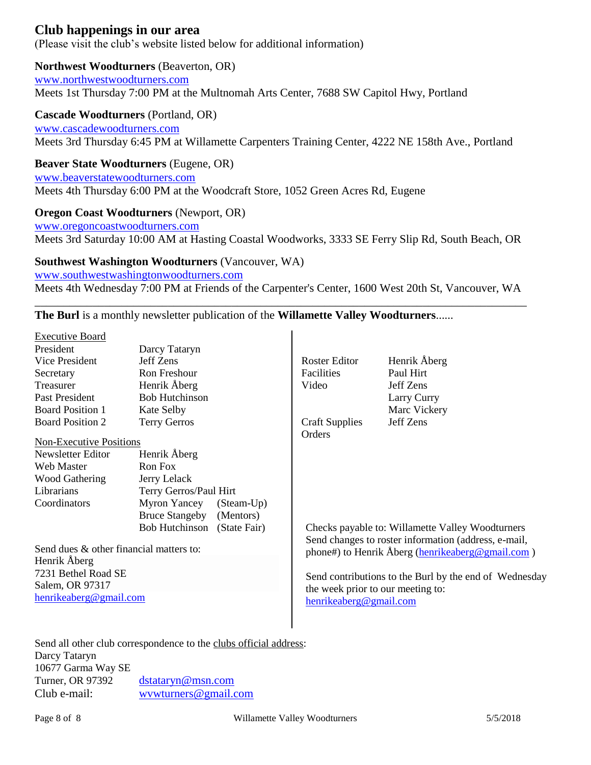## Club happenings in our area

(Please visit the club's website listed below for additional information)

**Northwest Woodturners** (Beaverton, OR)
www.northwestwoodturners.com
Meets 1st Thursday 7:00 PM at the Multnomah Arts Center, 7688 SW Capitol Hwy, Portland

**Cascade Woodturners** (Portland, OR)
www.cascadewoodturners.com
Meets 3rd Thursday 6:45 PM at Willamette Carpenters Training Center, 4222 NE 158th Ave., Portland

**Beaver State Woodturners** (Eugene, OR)
www.beaverstatewoodturners.com
Meets 4th Thursday 6:00 PM at the Woodcraft Store, 1052 Green Acres Rd, Eugene

**Oregon Coast Woodturners** (Newport, OR)
www.oregoncoastwoodturners.com
Meets 3rd Saturday 10:00 AM at Hasting Coastal Woodworks, 3333 SE Ferry Slip Rd, South Beach, OR

**Southwest Washington Woodturners** (Vancouver, WA)
www.southwestwashingtonwoodturners.com
Meets 4th Wednesday 7:00 PM at Friends of the Carpenter's Center, 1600 West 20th St, Vancouver, WA

---

**The Burl** is a monthly newsletter publication of the **Willamette Valley Woodturners**......

Executive Board

| | |
|---|---|
| President | Darcy Tataryn |
| Vice President | Jeff Zens |
| Secretary | Ron Freshour |
| Treasurer | Henrik Åberg |
| Past President | Bob Hutchinson |
| Board Position 1 | Kate Selby |
| Board Position 2 | Terry Gerros |

Non-Executive Positions

| | | |
|---|---|---|
| Newsletter Editor | Henrik Åberg | |
| Web Master | Ron Fox | |
| Wood Gathering | Jerry Lelack | |
| Librarians | Terry Gerros/Paul Hirt | |
| Coordinators | Myron Yancey | (Steam-Up) |
| | Bruce Stangeby | (Mentors) |
| | Bob Hutchinson | (State Fair) |

| | |
|---|---|
| Roster Editor | Henrik Åberg |
| Facilities | Paul Hirt |
| Video | Jeff Zens |
| | Larry Curry |
| | Marc Vickery |
| Craft Supplies Orders | Jeff Zens |

Send dues & other financial matters to:
Henrik Åberg
7231 Bethel Road SE
Salem, OR 97317
henrikeaberg@gmail.com

Checks payable to: Willamette Valley Woodturners
Send changes to roster information (address, e-mail, phone#) to Henrik Åberg (henrikeaberg@gmail.com )

Send contributions to the Burl by the end of Wednesday the week prior to our meeting to:
henrikeaberg@gmail.com

Send all other club correspondence to the clubs official address:
Darcy Tataryn
10677 Garma Way SE
Turner, OR 97392 dstataryn@msn.com
Club e-mail: wvwturners@gmail.com